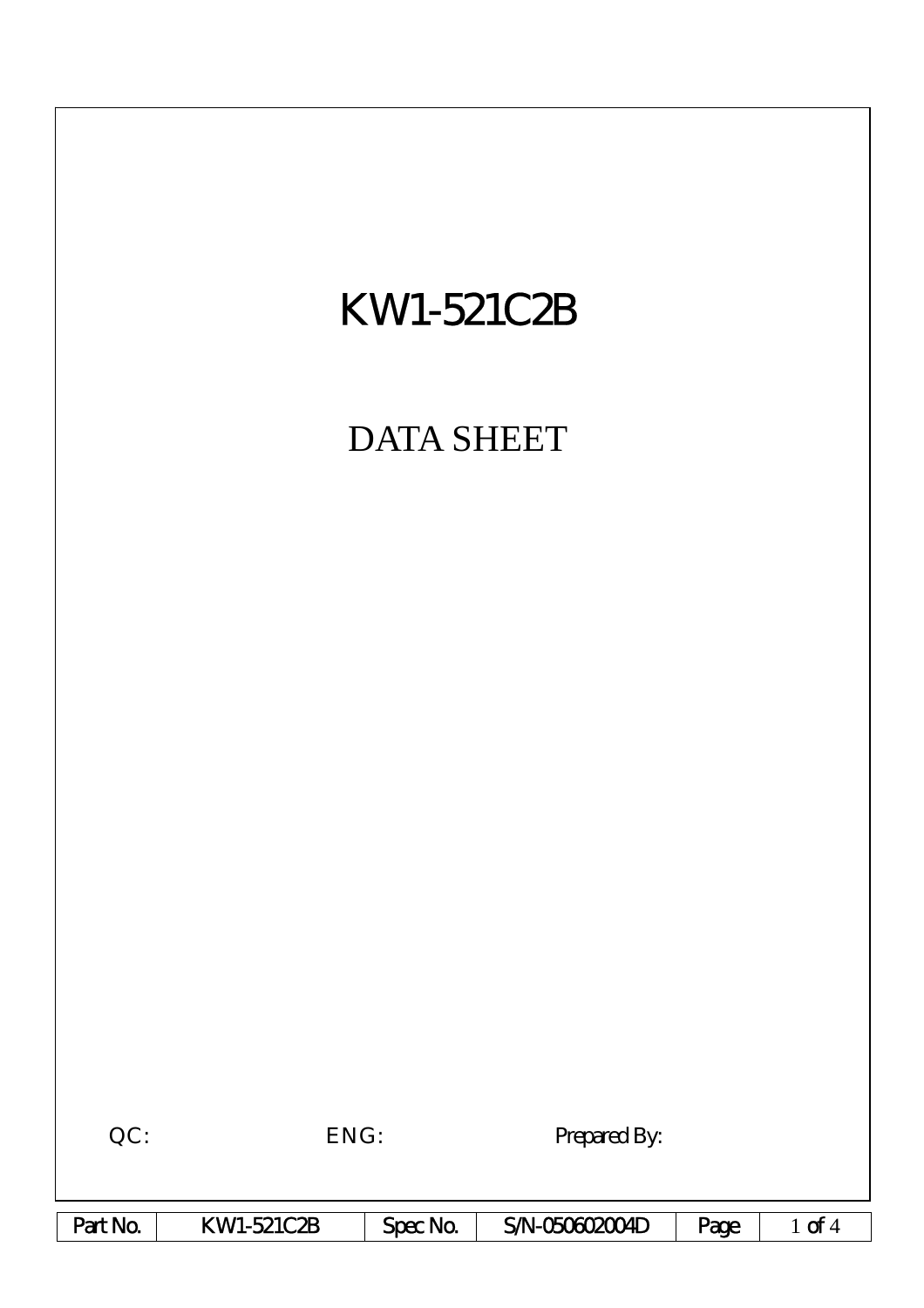# KW1-521C2B

## DATA SHEET

QC: ENG: Prepared By:

| Part No. | KW1-521C2B | Spec No. | S/N-050602004D | Page | 1 of 4 |
|---|---|---|---|---|---|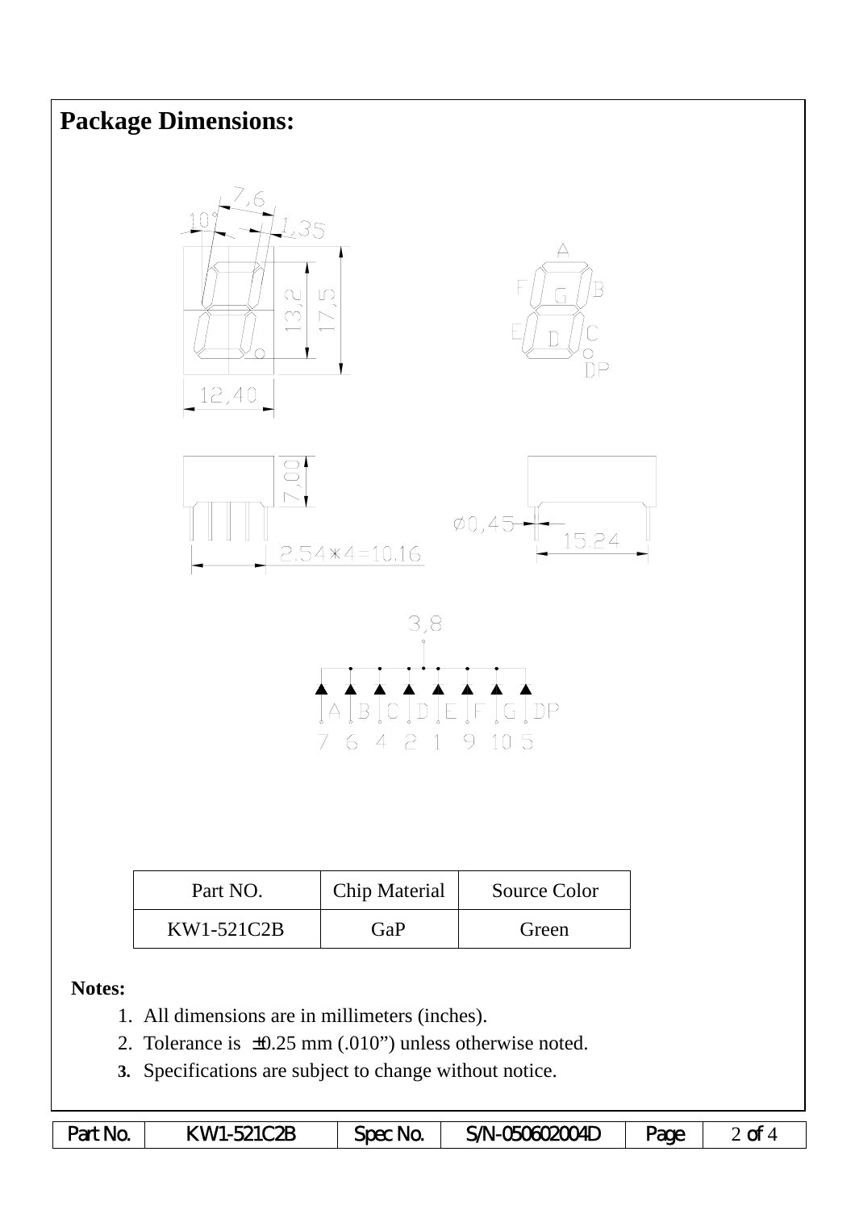## Package Dimensions:

| Part NO. | Chip Material | Source Color |
|---|---|---|
| KW1-521C2B | GaP | Green |

**Notes:**

1. All dimensions are in millimeters (inches).
2. Tolerance is ±0.25 mm (.010”) unless otherwise noted.
3. Specifications are subject to change without notice.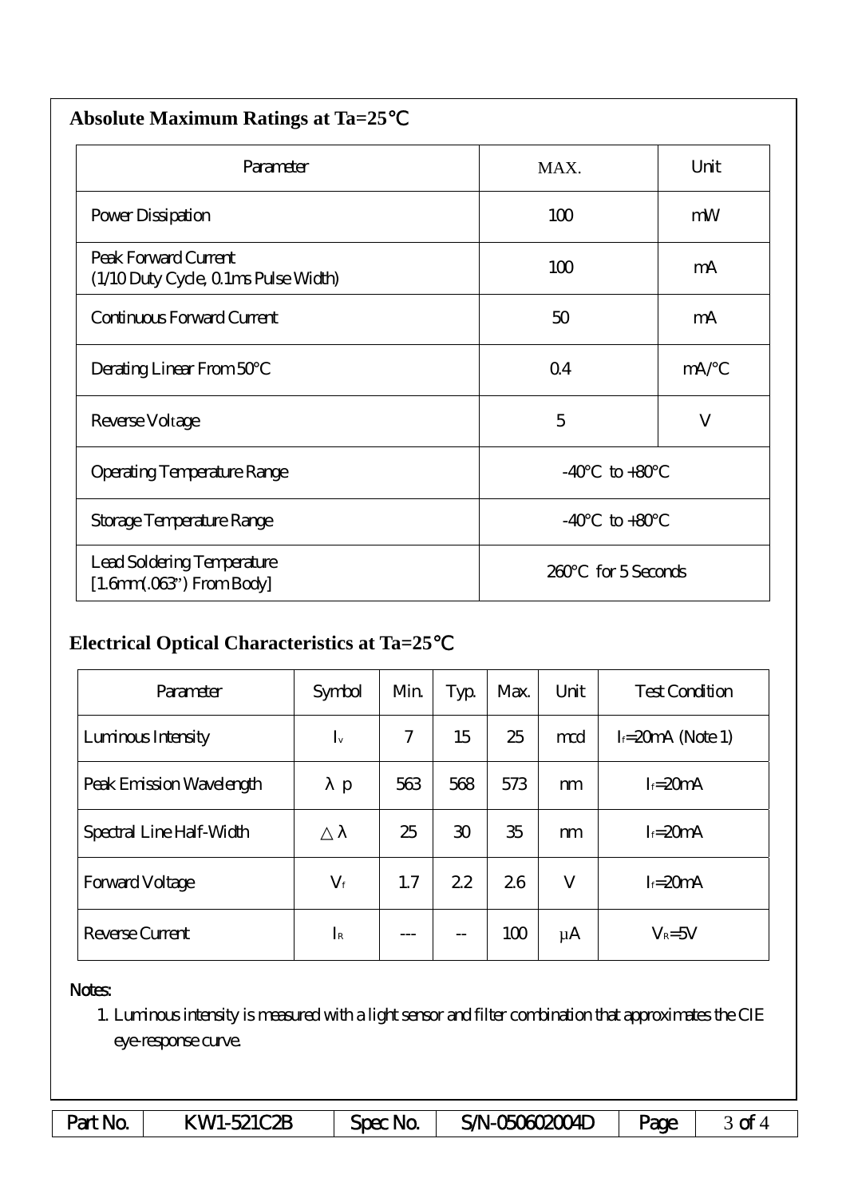## Absolute Maximum Ratings at Ta=25℃

| Parameter | MAX. | Unit |
|---|---|---|
| Power Dissipation | 100 | mW |
| Peak Forward Current (1/10 Duty Cycle, 0.1ms Pulse Width) | 100 | mA |
| Continuous Forward Current | 50 | mA |
| Derating Linear From 50°C | 0.4 | mA/°C |
| Reverse Voltage | 5 | V |
| Operating Temperature Range | -40°C to +80°C | |
| Storage Temperature Range | -40°C to +80°C | |
| Lead Soldering Temperature [1.6mm(.063") From Body] | 260°C for 5 Seconds | |

## Electrical Optical Characteristics at Ta=25℃

| Parameter | Symbol | Min. | Typ. | Max. | Unit | Test Condition |
|---|---|---|---|---|---|---|
| Luminous Intensity | $I_v$ | 7 | 15 | 25 | mcd | $I_f$=20mA (Note 1) |
| Peak Emission Wavelength | $\lambda p$ | 563 | 568 | 573 | nm | $I_f$=20mA |
| Spectral Line Half-Width | $\triangle\lambda$ | 25 | 30 | 35 | nm | $I_f$=20mA |
| Forward Voltage | $V_f$ | 1.7 | 2.2 | 2.6 | V | $I_f$=20mA |
| Reverse Current | $I_R$ | --- | -- | 100 | μA | $V_R$=5V |

Notes:

1. Luminous intensity is measured with a light sensor and filter combination that approximates the CIE eye-response curve.

| Part No. | KW1-521C2B | Spec No. | S/N-050602004D |
|---|---|---|---|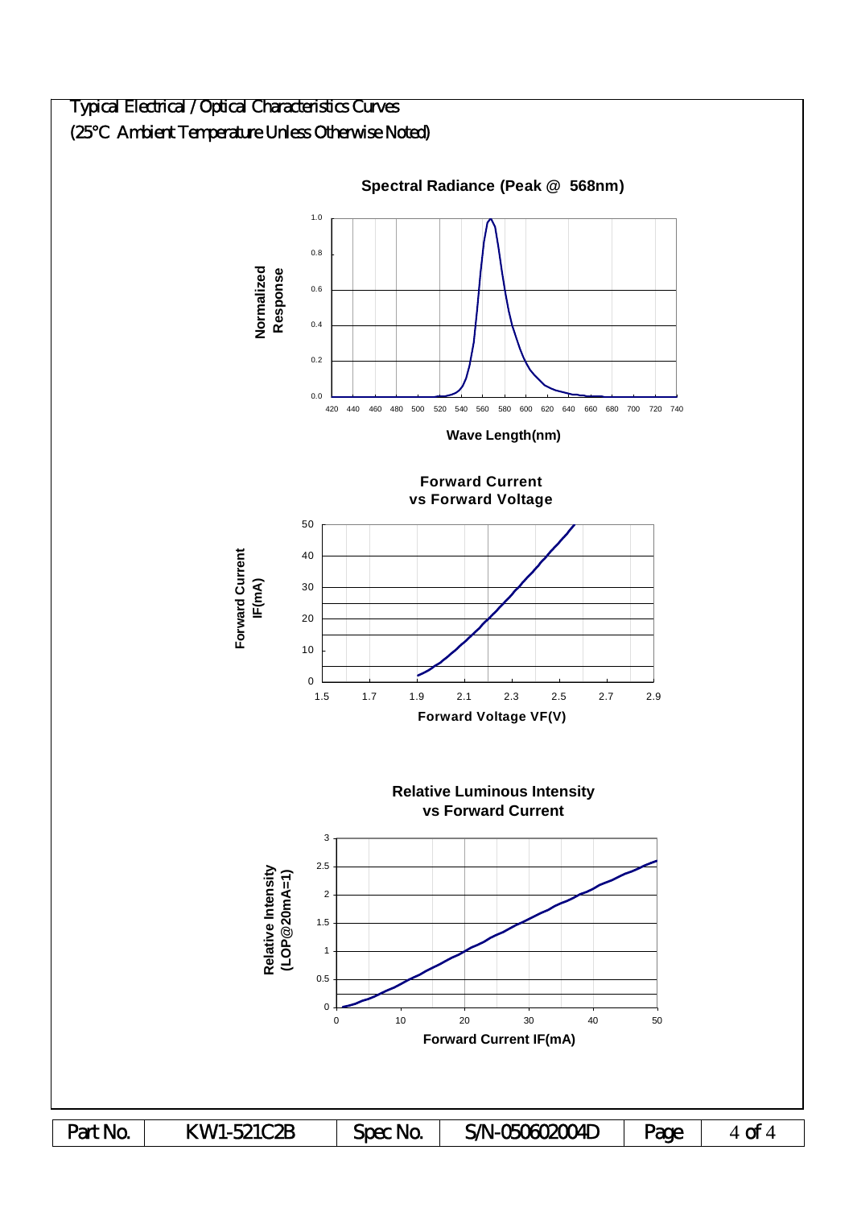Typical Electrical / Optical Characteristics Curves
(25°C Ambient Temperature Unless Otherwise Noted)

Spectral Radiance (Peak @ 568nm)

Normalized Response

1.0
0.8
0.6
0.4
0.2
0.0

420 440 460 480 500 520 540 560 580 600 620 640 660 680 700 720 740

Wave Length(nm)

Forward Current vs Forward Voltage

Forward Current IF(mA)

50
40
30
20
10
0

1.5 1.7 1.9 2.1 2.3 2.5 2.7 2.9

Forward Voltage VF(V)

Relative Luminous Intensity vs Forward Current

Relative Intensity (LOP@20mA=1)

3
2.5
2
1.5
1
0.5
0

0 10 20 30 40 50

Forward Current IF(mA)

| Part No. | KW1-521C2B | Spec No. | S/N-050602004D |
|---|---|---|---|